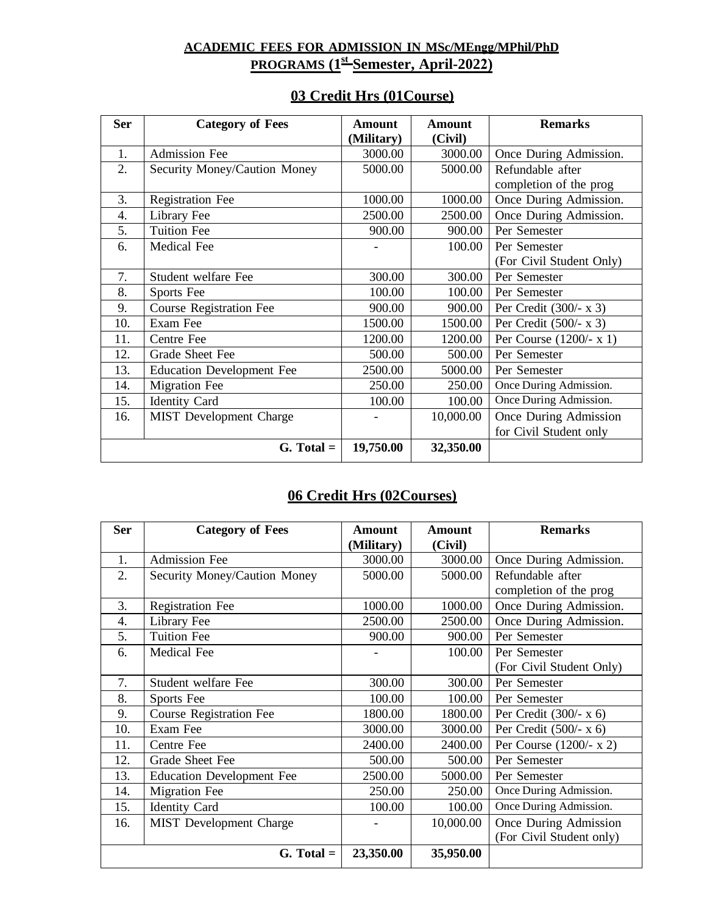# ACADEMIC FEES FOR ADMISSION IN MSc/MEngg/MPhil/PhD PROGRAMS (1st Semester, April-2022)

## 03 Credit Hrs (01Course)

| Ser | Category of Fees | Amount (Military) | Amount (Civil) | Remarks |
|---|---|---|---|---|
| 1. | Admission Fee | 3000.00 | 3000.00 | Once During Admission. |
| 2. | Security Money/Caution Money | 5000.00 | 5000.00 | Refundable after completion of the prog |
| 3. | Registration Fee | 1000.00 | 1000.00 | Once During Admission. |
| 4. | Library Fee | 2500.00 | 2500.00 | Once During Admission. |
| 5. | Tuition Fee | 900.00 | 900.00 | Per Semester |
| 6. | Medical Fee | - | 100.00 | Per Semester (For Civil Student Only) |
| 7. | Student welfare Fee | 300.00 | 300.00 | Per Semester |
| 8. | Sports Fee | 100.00 | 100.00 | Per Semester |
| 9. | Course Registration Fee | 900.00 | 900.00 | Per Credit (300/- x 3) |
| 10. | Exam Fee | 1500.00 | 1500.00 | Per Credit (500/- x 3) |
| 11. | Centre Fee | 1200.00 | 1200.00 | Per Course (1200/- x 1) |
| 12. | Grade Sheet Fee | 500.00 | 500.00 | Per Semester |
| 13. | Education Development Fee | 2500.00 | 5000.00 | Per Semester |
| 14. | Migration Fee | 250.00 | 250.00 | Once During Admission. |
| 15. | Identity Card | 100.00 | 100.00 | Once During Admission. |
| 16. | MIST Development Charge | - | 10,000.00 | Once During Admission for Civil Student only |
| | **G. Total =** | **19,750.00** | **32,350.00** | |

## 06 Credit Hrs (02Courses)

| Ser | Category of Fees | Amount (Military) | Amount (Civil) | Remarks |
|---|---|---|---|---|
| 1. | Admission Fee | 3000.00 | 3000.00 | Once During Admission. |
| 2. | Security Money/Caution Money | 5000.00 | 5000.00 | Refundable after completion of the prog |
| 3. | Registration Fee | 1000.00 | 1000.00 | Once During Admission. |
| 4. | Library Fee | 2500.00 | 2500.00 | Once During Admission. |
| 5. | Tuition Fee | 900.00 | 900.00 | Per Semester |
| 6. | Medical Fee | - | 100.00 | Per Semester (For Civil Student Only) |
| 7. | Student welfare Fee | 300.00 | 300.00 | Per Semester |
| 8. | Sports Fee | 100.00 | 100.00 | Per Semester |
| 9. | Course Registration Fee | 1800.00 | 1800.00 | Per Credit (300/- x 6) |
| 10. | Exam Fee | 3000.00 | 3000.00 | Per Credit (500/- x 6) |
| 11. | Centre Fee | 2400.00 | 2400.00 | Per Course (1200/- x 2) |
| 12. | Grade Sheet Fee | 500.00 | 500.00 | Per Semester |
| 13. | Education Development Fee | 2500.00 | 5000.00 | Per Semester |
| 14. | Migration Fee | 250.00 | 250.00 | Once During Admission. |
| 15. | Identity Card | 100.00 | 100.00 | Once During Admission. |
| 16. | MIST Development Charge | - | 10,000.00 | Once During Admission (For Civil Student only) |
| | **G. Total =** | **23,350.00** | **35,950.00** | |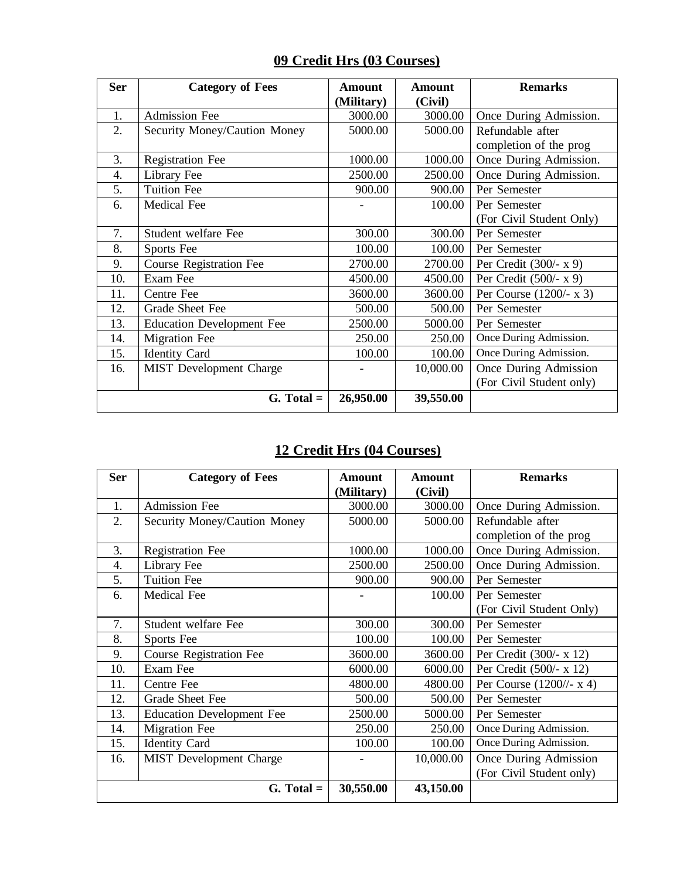## 09 Credit Hrs (03 Courses)

| Ser | Category of Fees | Amount (Military) | Amount (Civil) | Remarks |
|---|---|---|---|---|
| 1. | Admission Fee | 3000.00 | 3000.00 | Once During Admission. |
| 2. | Security Money/Caution Money | 5000.00 | 5000.00 | Refundable after completion of the prog |
| 3. | Registration Fee | 1000.00 | 1000.00 | Once During Admission. |
| 4. | Library Fee | 2500.00 | 2500.00 | Once During Admission. |
| 5. | Tuition Fee | 900.00 | 900.00 | Per Semester |
| 6. | Medical Fee | - | 100.00 | Per Semester (For Civil Student Only) |
| 7. | Student welfare Fee | 300.00 | 300.00 | Per Semester |
| 8. | Sports Fee | 100.00 | 100.00 | Per Semester |
| 9. | Course Registration Fee | 2700.00 | 2700.00 | Per Credit (300/- x 9) |
| 10. | Exam Fee | 4500.00 | 4500.00 | Per Credit (500/- x 9) |
| 11. | Centre Fee | 3600.00 | 3600.00 | Per Course (1200/- x 3) |
| 12. | Grade Sheet Fee | 500.00 | 500.00 | Per Semester |
| 13. | Education Development Fee | 2500.00 | 5000.00 | Per Semester |
| 14. | Migration Fee | 250.00 | 250.00 | Once During Admission. |
| 15. | Identity Card | 100.00 | 100.00 | Once During Admission. |
| 16. | MIST Development Charge | - | 10,000.00 | Once During Admission (For Civil Student only) |
| | **G. Total =** | **26,950.00** | **39,550.00** | |

## 12 Credit Hrs (04 Courses)

| Ser | Category of Fees | Amount (Military) | Amount (Civil) | Remarks |
|---|---|---|---|---|
| 1. | Admission Fee | 3000.00 | 3000.00 | Once During Admission. |
| 2. | Security Money/Caution Money | 5000.00 | 5000.00 | Refundable after completion of the prog |
| 3. | Registration Fee | 1000.00 | 1000.00 | Once During Admission. |
| 4. | Library Fee | 2500.00 | 2500.00 | Once During Admission. |
| 5. | Tuition Fee | 900.00 | 900.00 | Per Semester |
| 6. | Medical Fee | - | 100.00 | Per Semester (For Civil Student Only) |
| 7. | Student welfare Fee | 300.00 | 300.00 | Per Semester |
| 8. | Sports Fee | 100.00 | 100.00 | Per Semester |
| 9. | Course Registration Fee | 3600.00 | 3600.00 | Per Credit (300/- x 12) |
| 10. | Exam Fee | 6000.00 | 6000.00 | Per Credit (500/- x 12) |
| 11. | Centre Fee | 4800.00 | 4800.00 | Per Course (1200//- x 4) |
| 12. | Grade Sheet Fee | 500.00 | 500.00 | Per Semester |
| 13. | Education Development Fee | 2500.00 | 5000.00 | Per Semester |
| 14. | Migration Fee | 250.00 | 250.00 | Once During Admission. |
| 15. | Identity Card | 100.00 | 100.00 | Once During Admission. |
| 16. | MIST Development Charge | - | 10,000.00 | Once During Admission (For Civil Student only) |
| | **G. Total =** | **30,550.00** | **43,150.00** | |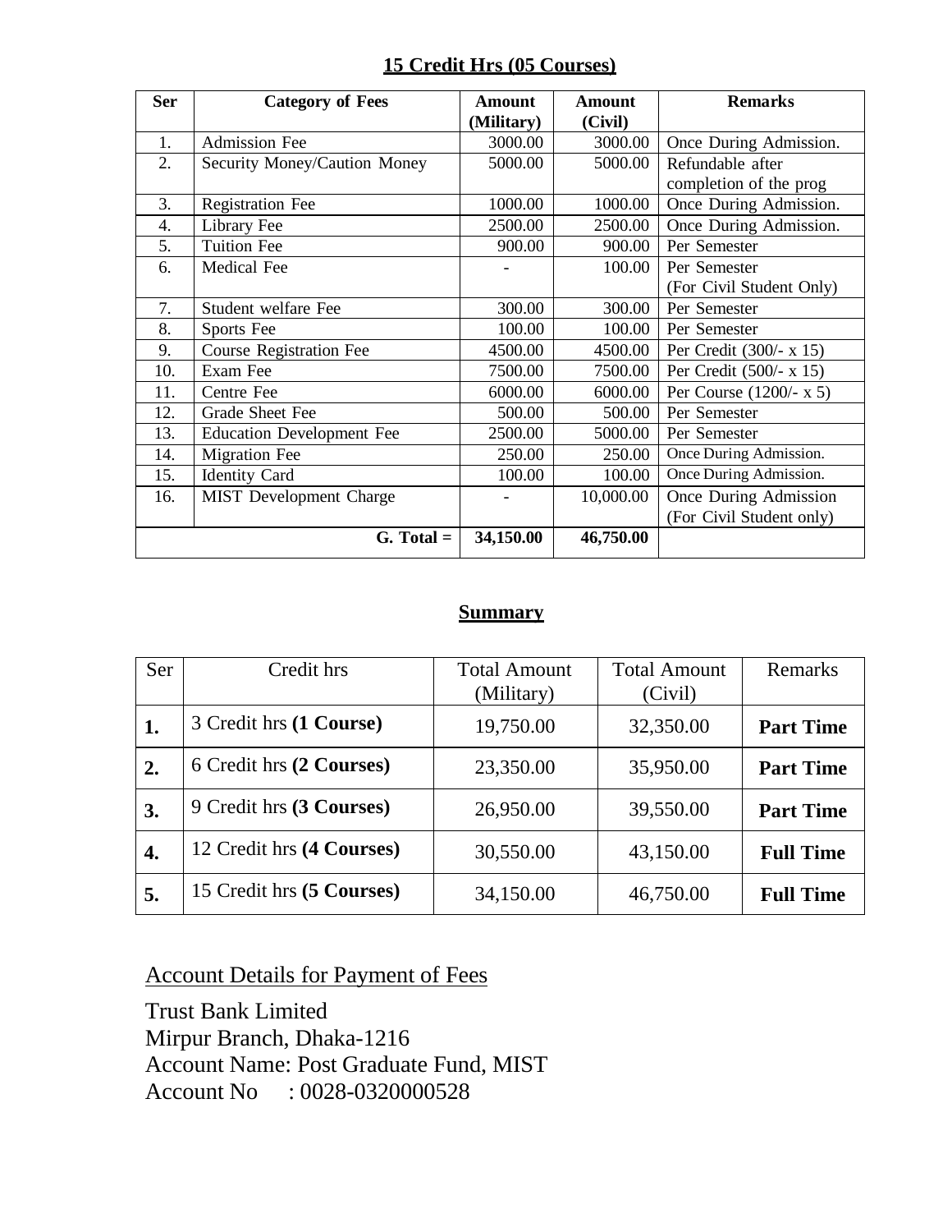**15 Credit Hrs (05 Courses)**

| Ser | Category of Fees | Amount (Military) | Amount (Civil) | Remarks |
|---|---|---|---|---|
| 1. | Admission Fee | 3000.00 | 3000.00 | Once During Admission. |
| 2. | Security Money/Caution Money | 5000.00 | 5000.00 | Refundable after completion of the prog |
| 3. | Registration Fee | 1000.00 | 1000.00 | Once During Admission. |
| 4. | Library Fee | 2500.00 | 2500.00 | Once During Admission. |
| 5. | Tuition Fee | 900.00 | 900.00 | Per Semester |
| 6. | Medical Fee | - | 100.00 | Per Semester (For Civil Student Only) |
| 7. | Student welfare Fee | 300.00 | 300.00 | Per Semester |
| 8. | Sports Fee | 100.00 | 100.00 | Per Semester |
| 9. | Course Registration Fee | 4500.00 | 4500.00 | Per Credit (300/- x 15) |
| 10. | Exam Fee | 7500.00 | 7500.00 | Per Credit (500/- x 15) |
| 11. | Centre Fee | 6000.00 | 6000.00 | Per Course (1200/- x 5) |
| 12. | Grade Sheet Fee | 500.00 | 500.00 | Per Semester |
| 13. | Education Development Fee | 2500.00 | 5000.00 | Per Semester |
| 14. | Migration Fee | 250.00 | 250.00 | Once During Admission. |
| 15. | Identity Card | 100.00 | 100.00 | Once During Admission. |
| 16. | MIST Development Charge | - | 10,000.00 | Once During Admission (For Civil Student only) |
| | **G. Total =** | **34,150.00** | **46,750.00** | |

**Summary**

| Ser | Credit hrs | Total Amount (Military) | Total Amount (Civil) | Remarks |
|---|---|---|---|---|
| **1.** | 3 Credit hrs **(1 Course)** | 19,750.00 | 32,350.00 | **Part Time** |
| **2.** | 6 Credit hrs **(2 Courses)** | 23,350.00 | 35,950.00 | **Part Time** |
| **3.** | 9 Credit hrs **(3 Courses)** | 26,950.00 | 39,550.00 | **Part Time** |
| **4.** | 12 Credit hrs **(4 Courses)** | 30,550.00 | 43,150.00 | **Full Time** |
| **5.** | 15 Credit hrs **(5 Courses)** | 34,150.00 | 46,750.00 | **Full Time** |

Account Details for Payment of Fees

Trust Bank Limited
Mirpur Branch, Dhaka-1216
Account Name: Post Graduate Fund, MIST
Account No : 0028-0320000528